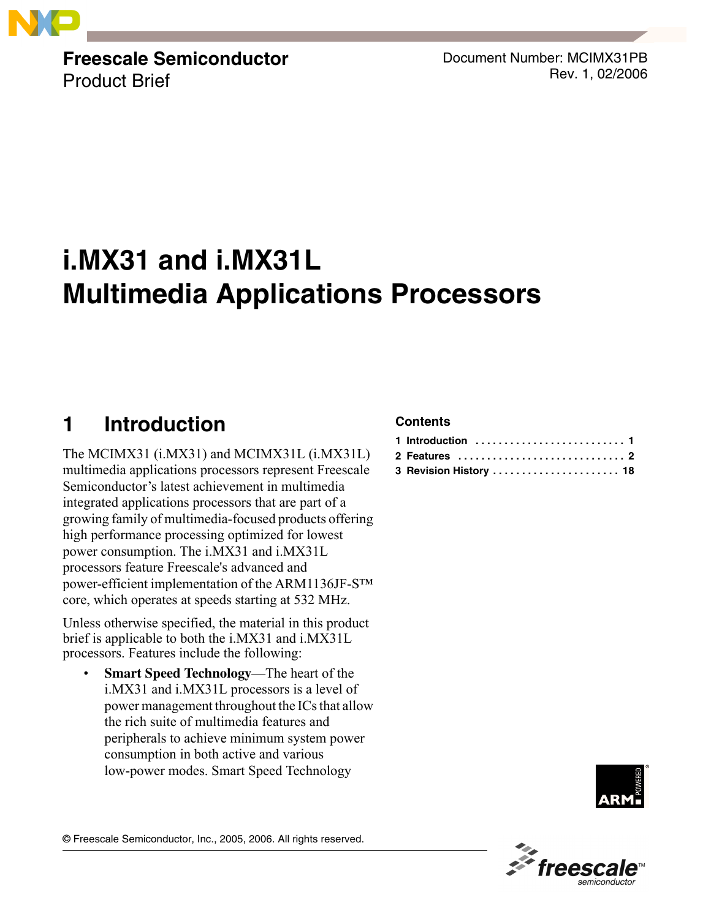**Freescale Semiconductor**
Product Brief

Document Number: MCIMX31PB
Rev. 1, 02/2006

# i.MX31 and i.MX31L Multimedia Applications Processors

**Contents**

1 Introduction .......................... 1
2 Features ............................. 2
3 Revision History ...................... 18

## 1 Introduction

The MCIMX31 (i.MX31) and MCIMX31L (i.MX31L) multimedia applications processors represent Freescale Semiconductor's latest achievement in multimedia integrated applications processors that are part of a growing family of multimedia-focused products offering high performance processing optimized for lowest power consumption. The i.MX31 and i.MX31L processors feature Freescale's advanced and power-efficient implementation of the ARM1136JF-S™ core, which operates at speeds starting at 532 MHz.

Unless otherwise specified, the material in this product brief is applicable to both the i.MX31 and i.MX31L processors. Features include the following:

- **Smart Speed Technology**—The heart of the i.MX31 and i.MX31L processors is a level of power management throughout the ICs that allow the rich suite of multimedia features and peripherals to achieve minimum system power consumption in both active and various low-power modes. Smart Speed Technology

© Freescale Semiconductor, Inc., 2005, 2006. All rights reserved.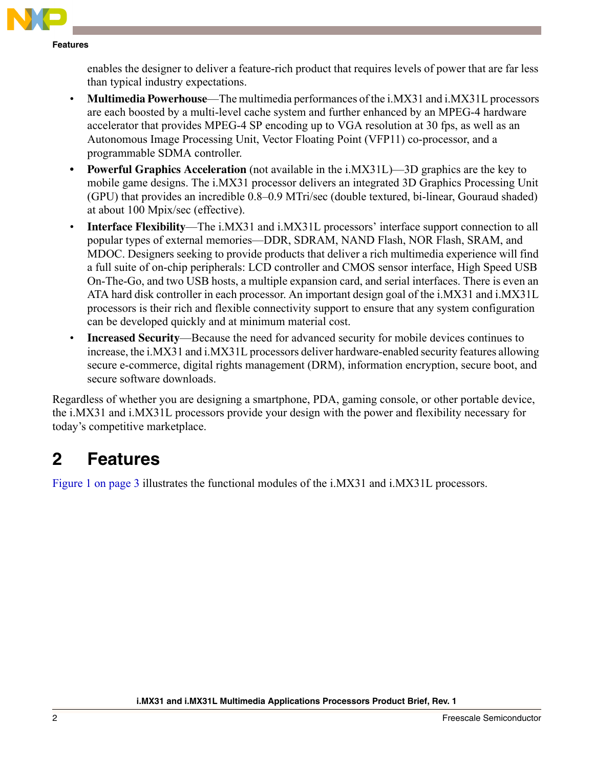enables the designer to deliver a feature-rich product that requires levels of power that are far less than typical industry expectations.

- **Multimedia Powerhouse**—The multimedia performances of the i.MX31 and i.MX31L processors are each boosted by a multi-level cache system and further enhanced by an MPEG-4 hardware accelerator that provides MPEG-4 SP encoding up to VGA resolution at 30 fps, as well as an Autonomous Image Processing Unit, Vector Floating Point (VFP11) co-processor, and a programmable SDMA controller.
- **Powerful Graphics Acceleration** (not available in the i.MX31L)—3D graphics are the key to mobile game designs. The i.MX31 processor delivers an integrated 3D Graphics Processing Unit (GPU) that provides an incredible 0.8–0.9 MTri/sec (double textured, bi-linear, Gouraud shaded) at about 100 Mpix/sec (effective).
- **Interface Flexibility**—The i.MX31 and i.MX31L processors' interface support connection to all popular types of external memories—DDR, SDRAM, NAND Flash, NOR Flash, SRAM, and MDOC. Designers seeking to provide products that deliver a rich multimedia experience will find a full suite of on-chip peripherals: LCD controller and CMOS sensor interface, High Speed USB On-The-Go, and two USB hosts, a multiple expansion card, and serial interfaces. There is even an ATA hard disk controller in each processor. An important design goal of the i.MX31 and i.MX31L processors is their rich and flexible connectivity support to ensure that any system configuration can be developed quickly and at minimum material cost.
- **Increased Security**—Because the need for advanced security for mobile devices continues to increase, the i.MX31 and i.MX31L processors deliver hardware-enabled security features allowing secure e-commerce, digital rights management (DRM), information encryption, secure boot, and secure software downloads.

Regardless of whether you are designing a smartphone, PDA, gaming console, or other portable device, the i.MX31 and i.MX31L processors provide your design with the power and flexibility necessary for today's competitive marketplace.

# 2 Features

Figure 1 on page 3 illustrates the functional modules of the i.MX31 and i.MX31L processors.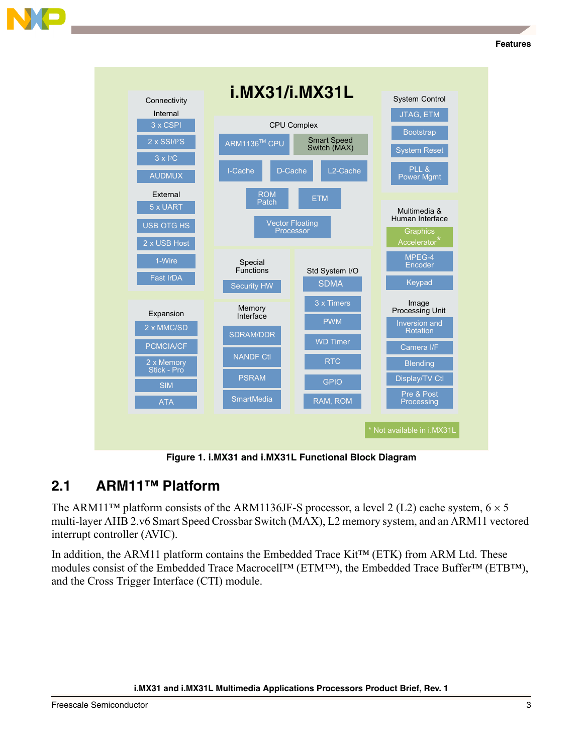**i.MX31/i.MX31L**

**Connectivity**

Internal
- 3 x CSPI
- 2 x SSI/I²S
- 3 x I²C
- AUDMUX

External
- 5 x UART
- USB OTG HS
- 2 x USB Host
- 1-Wire
- Fast IrDA

**Expansion**
- 2 x MMC/SD
- PCMCIA/CF
- 2 x Memory Stick - Pro
- SIM
- ATA

**CPU Complex**
- ARM1136™ CPU
- Smart Speed Switch (MAX)
- I-Cache
- D-Cache
- L2-Cache
- ROM Patch
- ETM
- Vector Floating Processor

**Special Functions**
- Security HW

**Memory Interface**
- SDRAM/DDR
- NANDF Ctl
- PSRAM
- SmartMedia

**Std System I/O**
- SDMA
- 3 x Timers
- PWM
- WD Timer
- RTC
- GPIO
- RAM, ROM

**System Control**
- JTAG, ETM
- Bootstrap
- System Reset
- PLL & Power Mgmt

**Multimedia & Human Interface**
- Graphics Accelerator*
- MPEG-4 Encoder
- Keypad

**Image Processing Unit**
- Inversion and Rotation
- Camera I/F
- Blending
- Display/TV Ctl
- Pre & Post Processing

\* Not available in i.MX31L

**Figure 1. i.MX31 and i.MX31L Functional Block Diagram**

## 2.1 ARM11™ Platform

The ARM11™ platform consists of the ARM1136JF-S processor, a level 2 (L2) cache system, 6 × 5 multi-layer AHB 2.v6 Smart Speed Crossbar Switch (MAX), L2 memory system, and an ARM11 vectored interrupt controller (AVIC).

In addition, the ARM11 platform contains the Embedded Trace Kit™ (ETK) from ARM Ltd. These modules consist of the Embedded Trace Macrocell™ (ETM™), the Embedded Trace Buffer™ (ETB™), and the Cross Trigger Interface (CTI) module.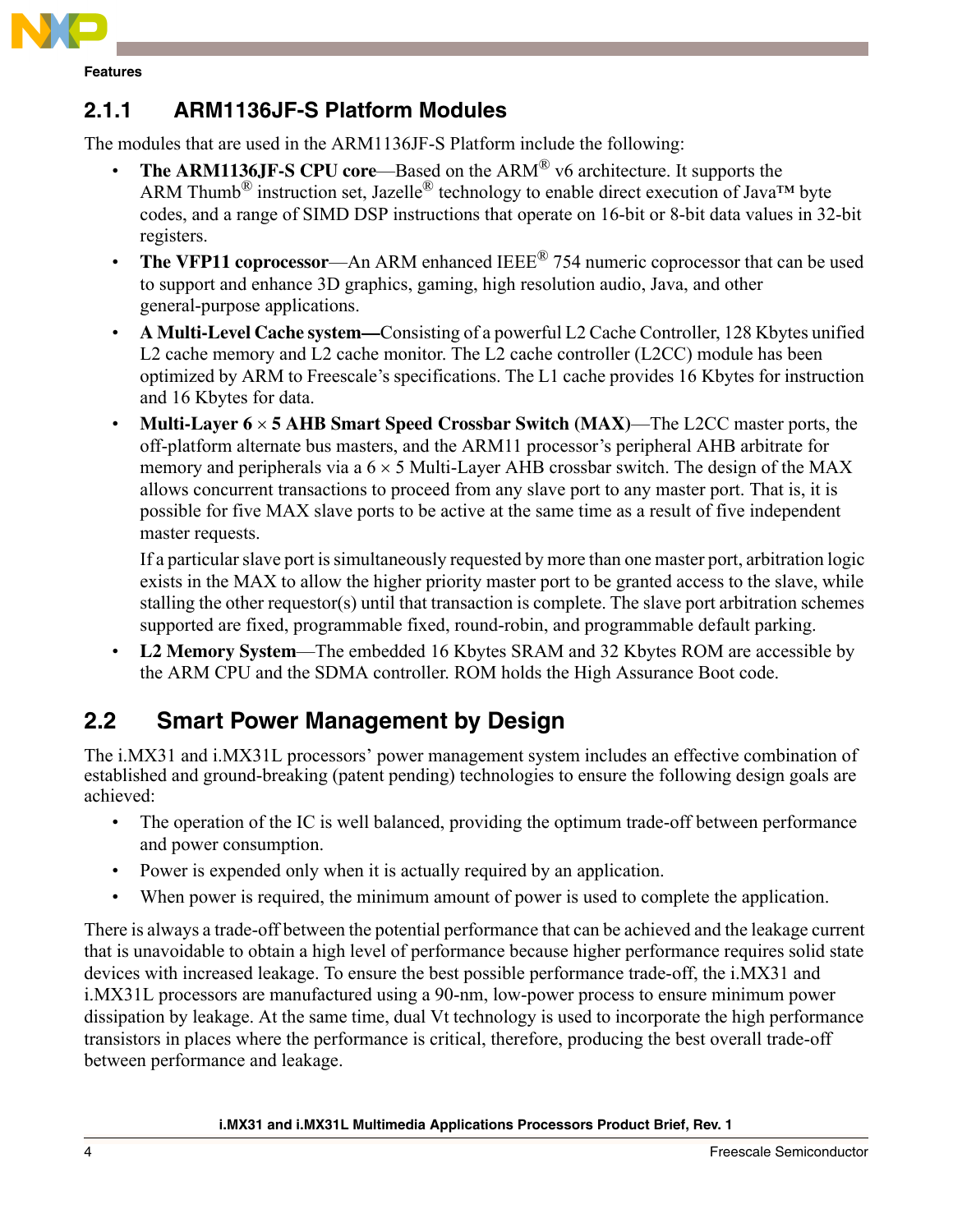### 2.1.1 ARM1136JF-S Platform Modules

The modules that are used in the ARM1136JF-S Platform include the following:

- **The ARM1136JF-S CPU core**—Based on the ARM® v6 architecture. It supports the ARM Thumb® instruction set, Jazelle® technology to enable direct execution of Java™ byte codes, and a range of SIMD DSP instructions that operate on 16-bit or 8-bit data values in 32-bit registers.
- **The VFP11 coprocessor**—An ARM enhanced IEEE® 754 numeric coprocessor that can be used to support and enhance 3D graphics, gaming, high resolution audio, Java, and other general-purpose applications.
- **A Multi-Level Cache system—**Consisting of a powerful L2 Cache Controller, 128 Kbytes unified L2 cache memory and L2 cache monitor. The L2 cache controller (L2CC) module has been optimized by ARM to Freescale's specifications. The L1 cache provides 16 Kbytes for instruction and 16 Kbytes for data.
- **Multi-Layer 6 × 5 AHB Smart Speed Crossbar Switch (MAX)**—The L2CC master ports, the off-platform alternate bus masters, and the ARM11 processor's peripheral AHB arbitrate for memory and peripherals via a 6 × 5 Multi-Layer AHB crossbar switch. The design of the MAX allows concurrent transactions to proceed from any slave port to any master port. That is, it is possible for five MAX slave ports to be active at the same time as a result of five independent master requests.

  If a particular slave port is simultaneously requested by more than one master port, arbitration logic exists in the MAX to allow the higher priority master port to be granted access to the slave, while stalling the other requestor(s) until that transaction is complete. The slave port arbitration schemes supported are fixed, programmable fixed, round-robin, and programmable default parking.
- **L2 Memory System**—The embedded 16 Kbytes SRAM and 32 Kbytes ROM are accessible by the ARM CPU and the SDMA controller. ROM holds the High Assurance Boot code.

## 2.2 Smart Power Management by Design

The i.MX31 and i.MX31L processors' power management system includes an effective combination of established and ground-breaking (patent pending) technologies to ensure the following design goals are achieved:

- The operation of the IC is well balanced, providing the optimum trade-off between performance and power consumption.
- Power is expended only when it is actually required by an application.
- When power is required, the minimum amount of power is used to complete the application.

There is always a trade-off between the potential performance that can be achieved and the leakage current that is unavoidable to obtain a high level of performance because higher performance requires solid state devices with increased leakage. To ensure the best possible performance trade-off, the i.MX31 and i.MX31L processors are manufactured using a 90-nm, low-power process to ensure minimum power dissipation by leakage. At the same time, dual Vt technology is used to incorporate the high performance transistors in places where the performance is critical, therefore, producing the best overall trade-off between performance and leakage.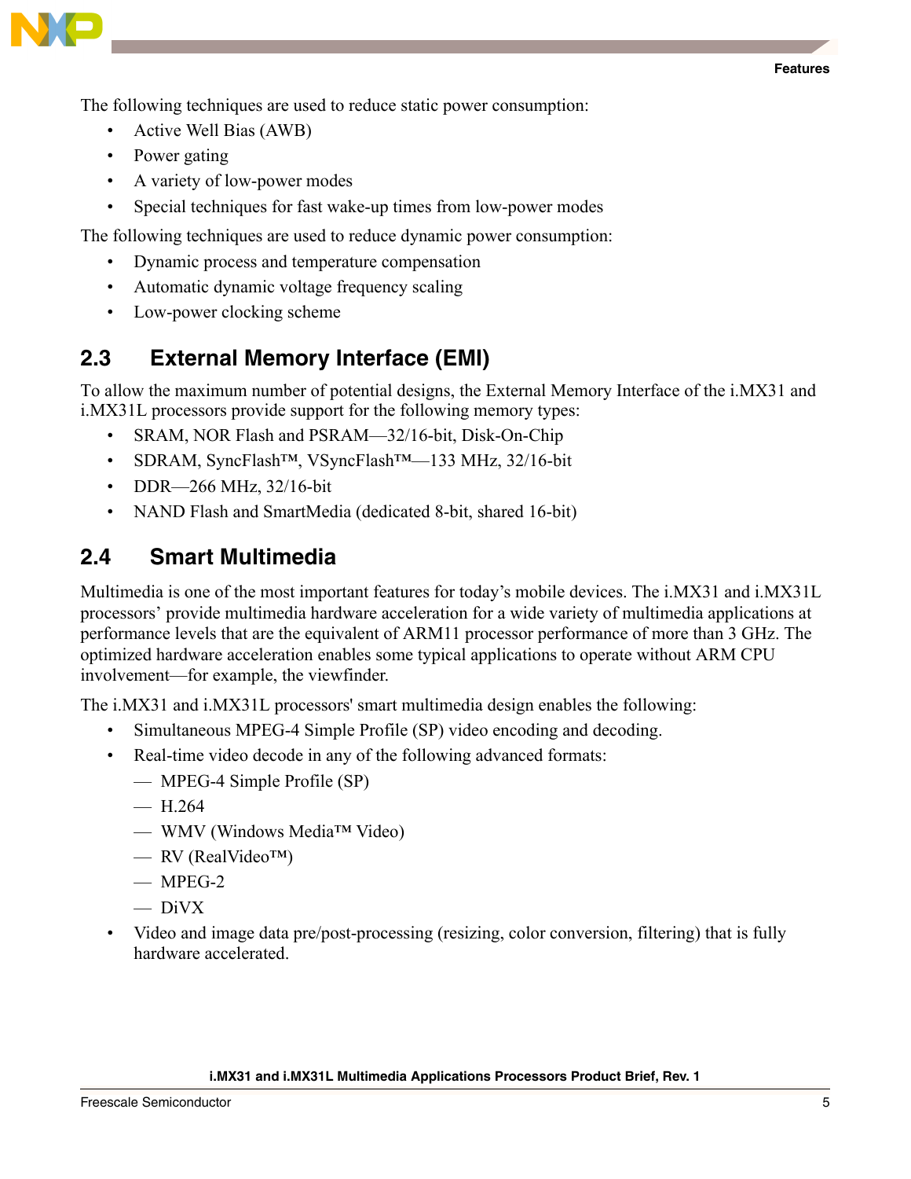The following techniques are used to reduce static power consumption:

- Active Well Bias (AWB)
- Power gating
- A variety of low-power modes
- Special techniques for fast wake-up times from low-power modes

The following techniques are used to reduce dynamic power consumption:

- Dynamic process and temperature compensation
- Automatic dynamic voltage frequency scaling
- Low-power clocking scheme

## 2.3 External Memory Interface (EMI)

To allow the maximum number of potential designs, the External Memory Interface of the i.MX31 and i.MX31L processors provide support for the following memory types:

- SRAM, NOR Flash and PSRAM—32/16-bit, Disk-On-Chip
- SDRAM, SyncFlash™, VSyncFlash™—133 MHz, 32/16-bit
- DDR—266 MHz, 32/16-bit
- NAND Flash and SmartMedia (dedicated 8-bit, shared 16-bit)

## 2.4 Smart Multimedia

Multimedia is one of the most important features for today's mobile devices. The i.MX31 and i.MX31L processors' provide multimedia hardware acceleration for a wide variety of multimedia applications at performance levels that are the equivalent of ARM11 processor performance of more than 3 GHz. The optimized hardware acceleration enables some typical applications to operate without ARM CPU involvement—for example, the viewfinder.

The i.MX31 and i.MX31L processors' smart multimedia design enables the following:

- Simultaneous MPEG-4 Simple Profile (SP) video encoding and decoding.
- Real-time video decode in any of the following advanced formats:
  - MPEG-4 Simple Profile (SP)
  - H.264
  - WMV (Windows Media™ Video)
  - RV (RealVideo™)
  - MPEG-2
  - DiVX
- Video and image data pre/post-processing (resizing, color conversion, filtering) that is fully hardware accelerated.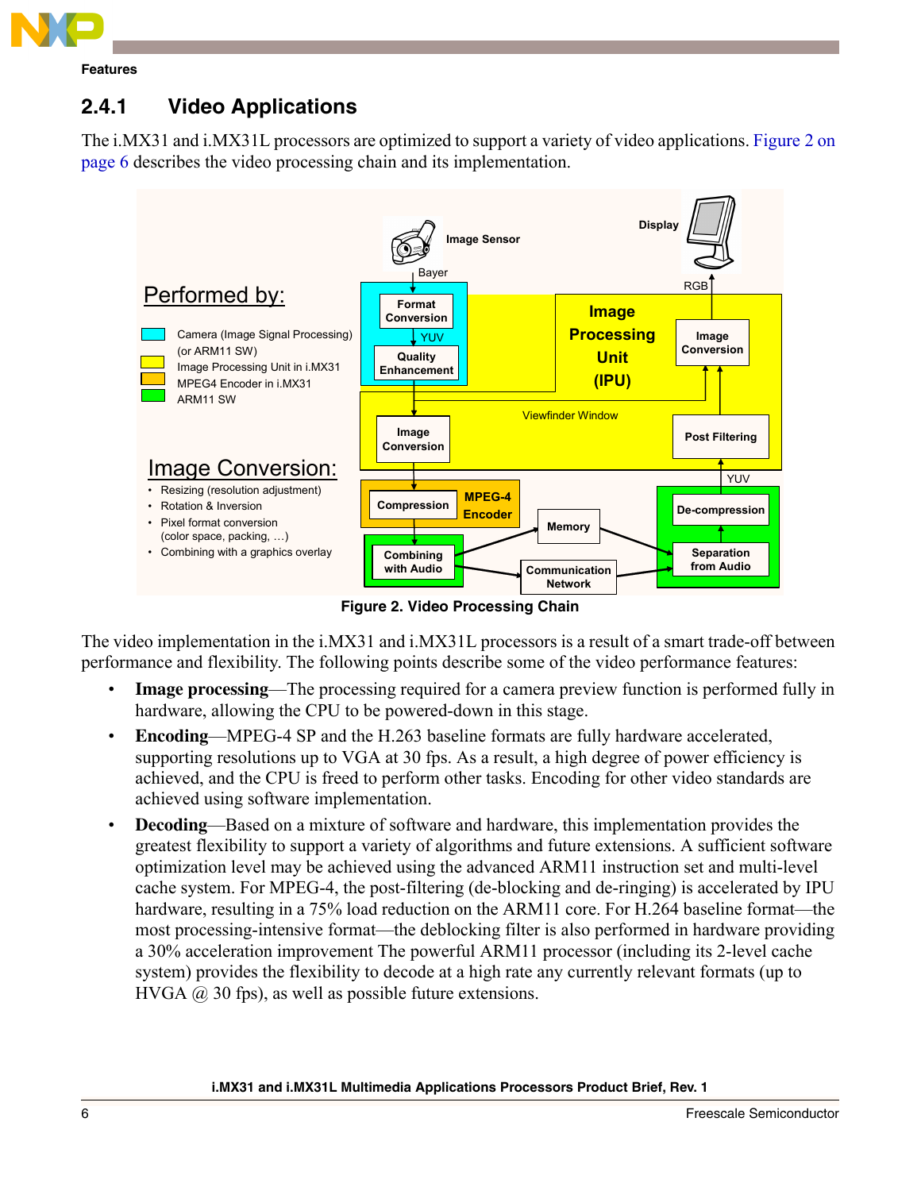### 2.4.1 Video Applications

The i.MX31 and i.MX31L processors are optimized to support a variety of video applications. Figure 2 on page 6 describes the video processing chain and its implementation.

Figure 2. Video Processing Chain

The video implementation in the i.MX31 and i.MX31L processors is a result of a smart trade-off between performance and flexibility. The following points describe some of the video performance features:

- **Image processing**—The processing required for a camera preview function is performed fully in hardware, allowing the CPU to be powered-down in this stage.
- **Encoding**—MPEG-4 SP and the H.263 baseline formats are fully hardware accelerated, supporting resolutions up to VGA at 30 fps. As a result, a high degree of power efficiency is achieved, and the CPU is freed to perform other tasks. Encoding for other video standards are achieved using software implementation.
- **Decoding**—Based on a mixture of software and hardware, this implementation provides the greatest flexibility to support a variety of algorithms and future extensions. A sufficient software optimization level may be achieved using the advanced ARM11 instruction set and multi-level cache system. For MPEG-4, the post-filtering (de-blocking and de-ringing) is accelerated by IPU hardware, resulting in a 75% load reduction on the ARM11 core. For H.264 baseline format—the most processing-intensive format—the deblocking filter is also performed in hardware providing a 30% acceleration improvement The powerful ARM11 processor (including its 2-level cache system) provides the flexibility to decode at a high rate any currently relevant formats (up to HVGA @ 30 fps), as well as possible future extensions.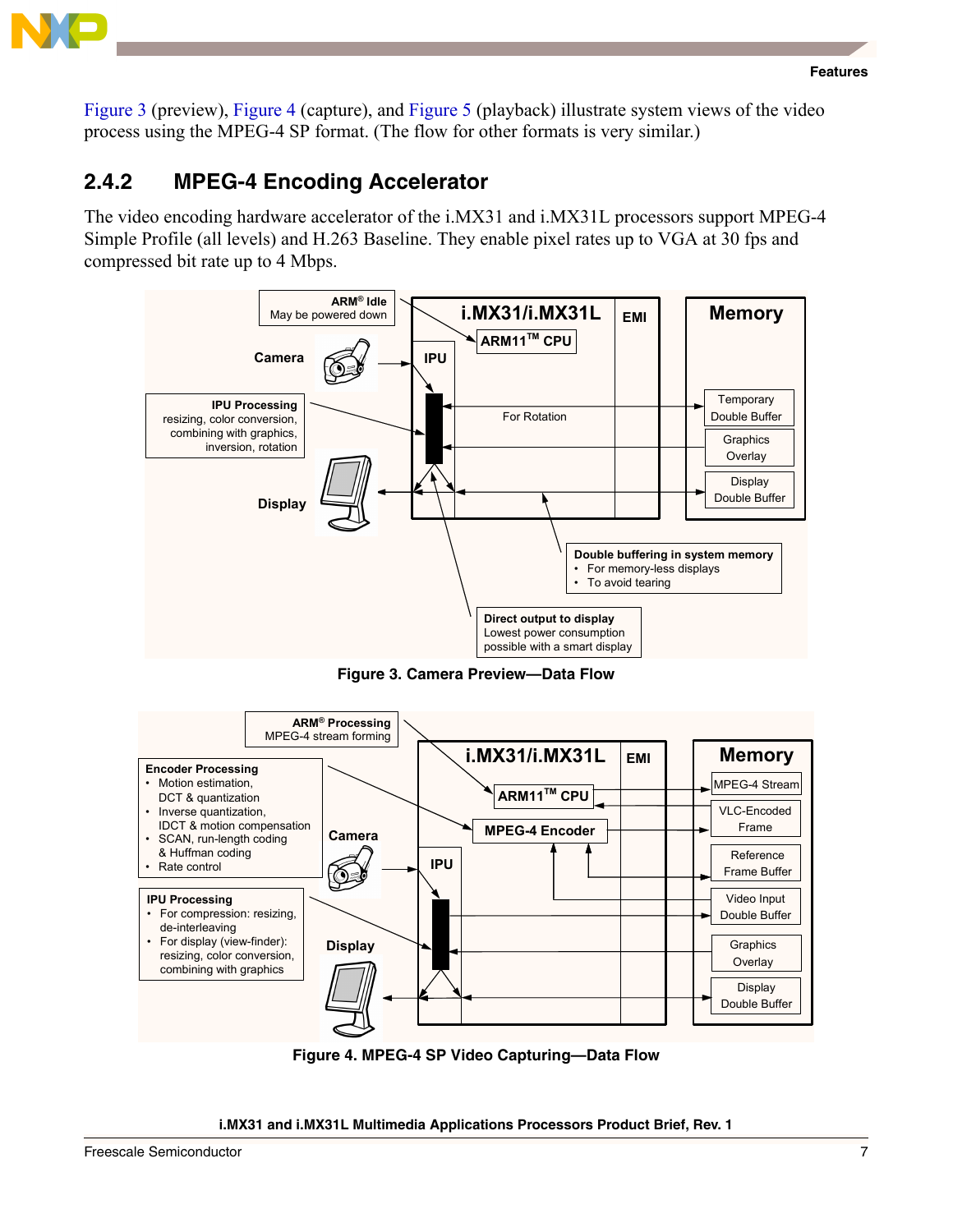Figure 3 (preview), Figure 4 (capture), and Figure 5 (playback) illustrate system views of the video process using the MPEG-4 SP format. (The flow for other formats is very similar.)

### 2.4.2 MPEG-4 Encoding Accelerator

The video encoding hardware accelerator of the i.MX31 and i.MX31L processors support MPEG-4 Simple Profile (all levels) and H.263 Baseline. They enable pixel rates up to VGA at 30 fps and compressed bit rate up to 4 Mbps.

**Figure 3. Camera Preview—Data Flow**

**Figure 4. MPEG-4 SP Video Capturing—Data Flow**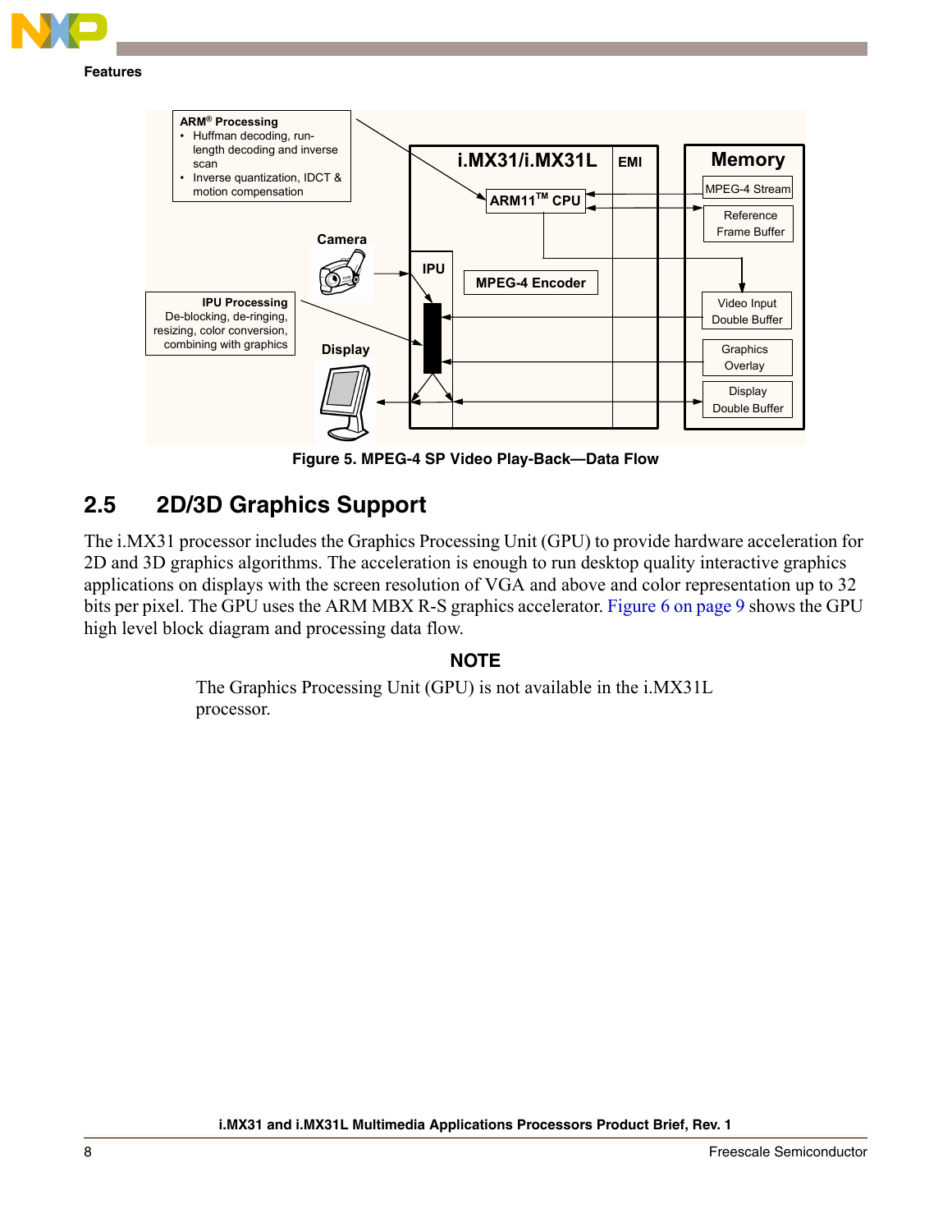Figure 5. MPEG-4 SP Video Play-Back—Data Flow

## 2.5 2D/3D Graphics Support

The i.MX31 processor includes the Graphics Processing Unit (GPU) to provide hardware acceleration for 2D and 3D graphics algorithms. The acceleration is enough to run desktop quality interactive graphics applications on displays with the screen resolution of VGA and above and color representation up to 32 bits per pixel. The GPU uses the ARM MBX R-S graphics accelerator. Figure 6 on page 9 shows the GPU high level block diagram and processing data flow.

**NOTE**

The Graphics Processing Unit (GPU) is not available in the i.MX31L processor.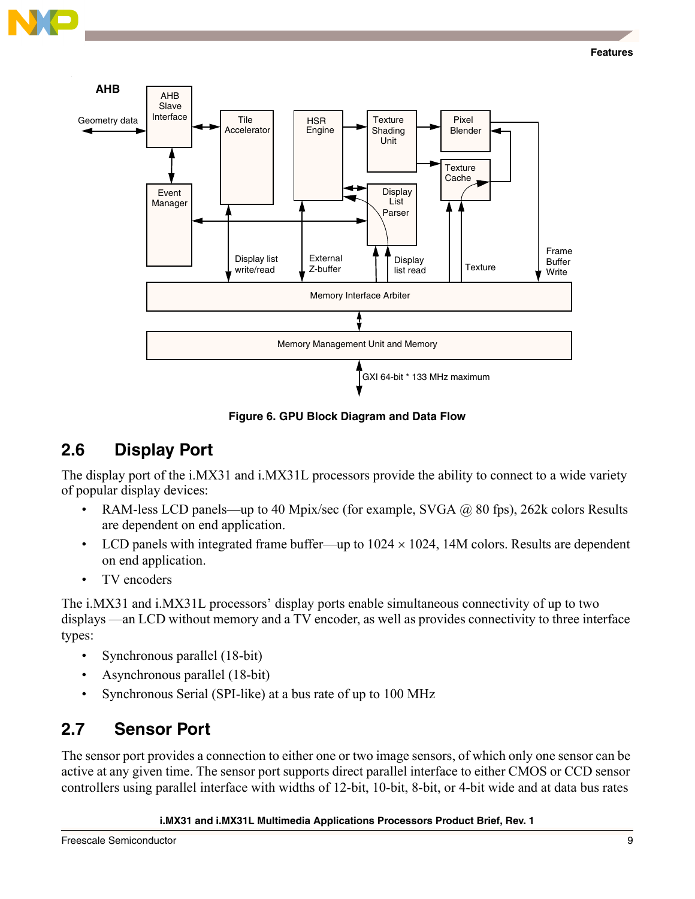Figure 6. GPU Block Diagram and Data Flow

## 2.6 Display Port

The display port of the i.MX31 and i.MX31L processors provide the ability to connect to a wide variety of popular display devices:

- RAM-less LCD panels—up to 40 Mpix/sec (for example, SVGA @ 80 fps), 262k colors Results are dependent on end application.
- LCD panels with integrated frame buffer—up to 1024 × 1024, 14M colors. Results are dependent on end application.
- TV encoders

The i.MX31 and i.MX31L processors' display ports enable simultaneous connectivity of up to two displays —an LCD without memory and a TV encoder, as well as provides connectivity to three interface types:

- Synchronous parallel (18-bit)
- Asynchronous parallel (18-bit)
- Synchronous Serial (SPI-like) at a bus rate of up to 100 MHz

## 2.7 Sensor Port

The sensor port provides a connection to either one or two image sensors, of which only one sensor can be active at any given time. The sensor port supports direct parallel interface to either CMOS or CCD sensor controllers using parallel interface with widths of 12-bit, 10-bit, 8-bit, or 4-bit wide and at data bus rates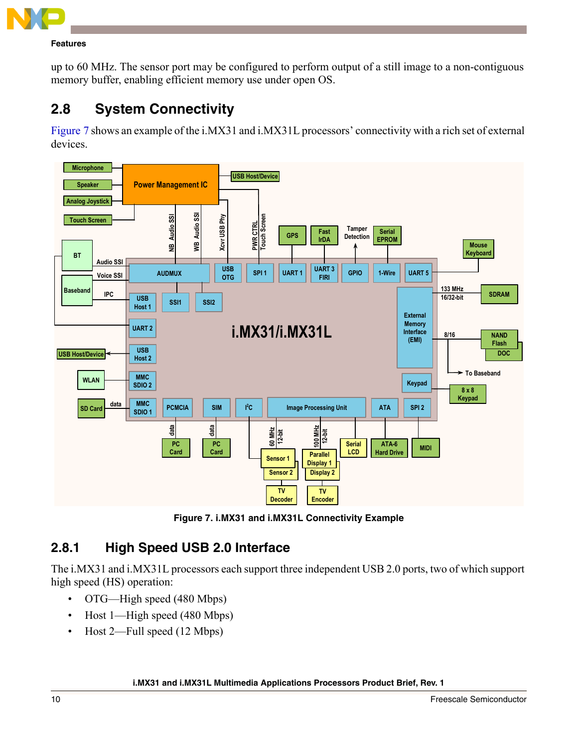up to 60 MHz. The sensor port may be configured to perform output of a still image to a non-contiguous memory buffer, enabling efficient memory use under open OS.

## 2.8 System Connectivity

Figure 7 shows an example of the i.MX31 and i.MX31L processors' connectivity with a rich set of external devices.

Figure 7. i.MX31 and i.MX31L Connectivity Example

### 2.8.1 High Speed USB 2.0 Interface

The i.MX31 and i.MX31L processors each support three independent USB 2.0 ports, two of which support high speed (HS) operation:

- OTG—High speed (480 Mbps)
- Host 1—High speed (480 Mbps)
- Host 2—Full speed (12 Mbps)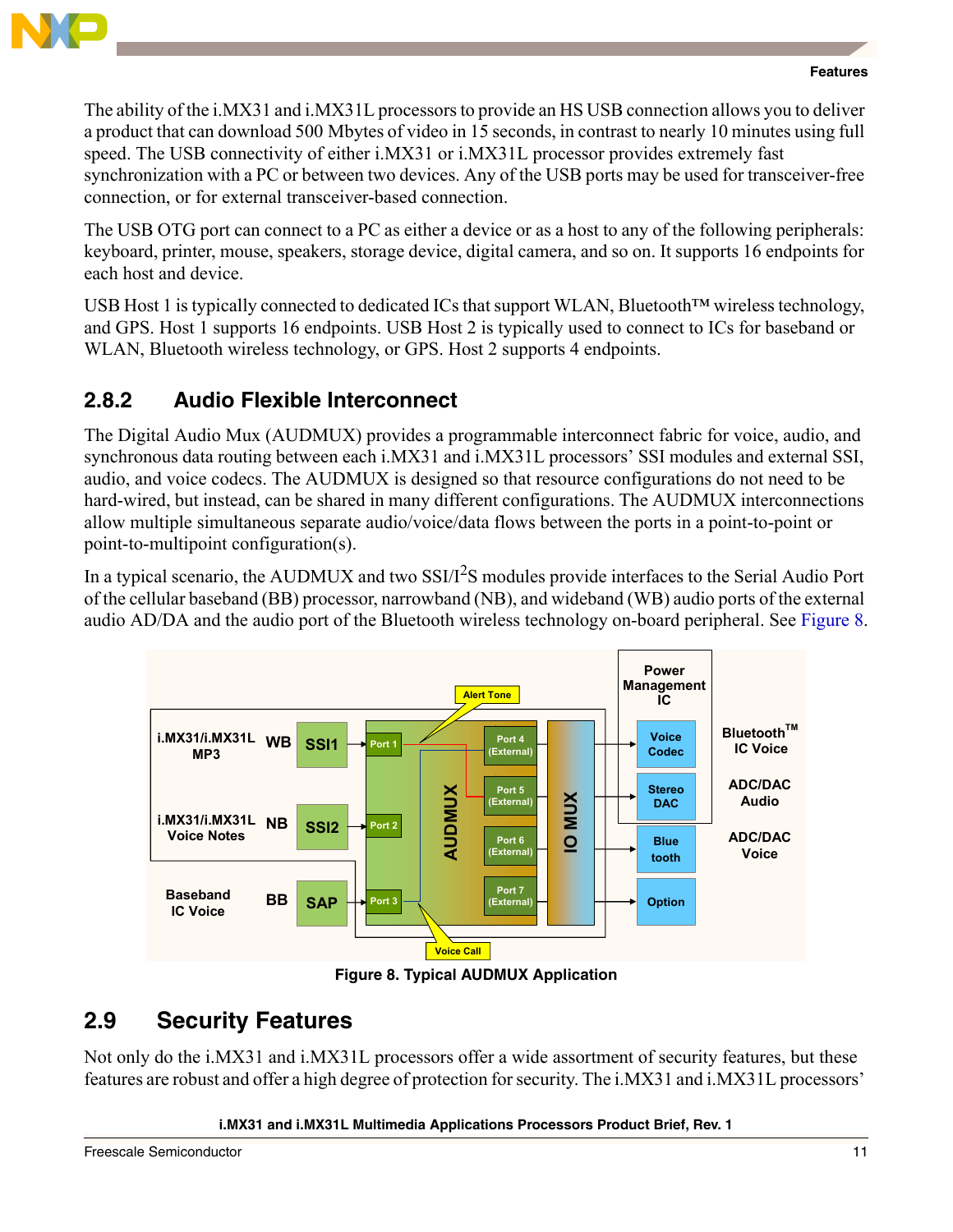The ability of the i.MX31 and i.MX31L processors to provide an HS USB connection allows you to deliver a product that can download 500 Mbytes of video in 15 seconds, in contrast to nearly 10 minutes using full speed. The USB connectivity of either i.MX31 or i.MX31L processor provides extremely fast synchronization with a PC or between two devices. Any of the USB ports may be used for transceiver-free connection, or for external transceiver-based connection.

The USB OTG port can connect to a PC as either a device or as a host to any of the following peripherals: keyboard, printer, mouse, speakers, storage device, digital camera, and so on. It supports 16 endpoints for each host and device.

USB Host 1 is typically connected to dedicated ICs that support WLAN, Bluetooth™ wireless technology, and GPS. Host 1 supports 16 endpoints. USB Host 2 is typically used to connect to ICs for baseband or WLAN, Bluetooth wireless technology, or GPS. Host 2 supports 4 endpoints.

### 2.8.2 Audio Flexible Interconnect

The Digital Audio Mux (AUDMUX) provides a programmable interconnect fabric for voice, audio, and synchronous data routing between each i.MX31 and i.MX31L processors' SSI modules and external SSI, audio, and voice codecs. The AUDMUX is designed so that resource configurations do not need to be hard-wired, but instead, can be shared in many different configurations. The AUDMUX interconnections allow multiple simultaneous separate audio/voice/data flows between the ports in a point-to-point or point-to-multipoint configuration(s).

In a typical scenario, the AUDMUX and two SSI/I$^2$S modules provide interfaces to the Serial Audio Port of the cellular baseband (BB) processor, narrowband (NB), and wideband (WB) audio ports of the external audio AD/DA and the audio port of the Bluetooth wireless technology on-board peripheral. See Figure 8.

Figure 8. Typical AUDMUX Application

## 2.9 Security Features

Not only do the i.MX31 and i.MX31L processors offer a wide assortment of security features, but these features are robust and offer a high degree of protection for security. The i.MX31 and i.MX31L processors'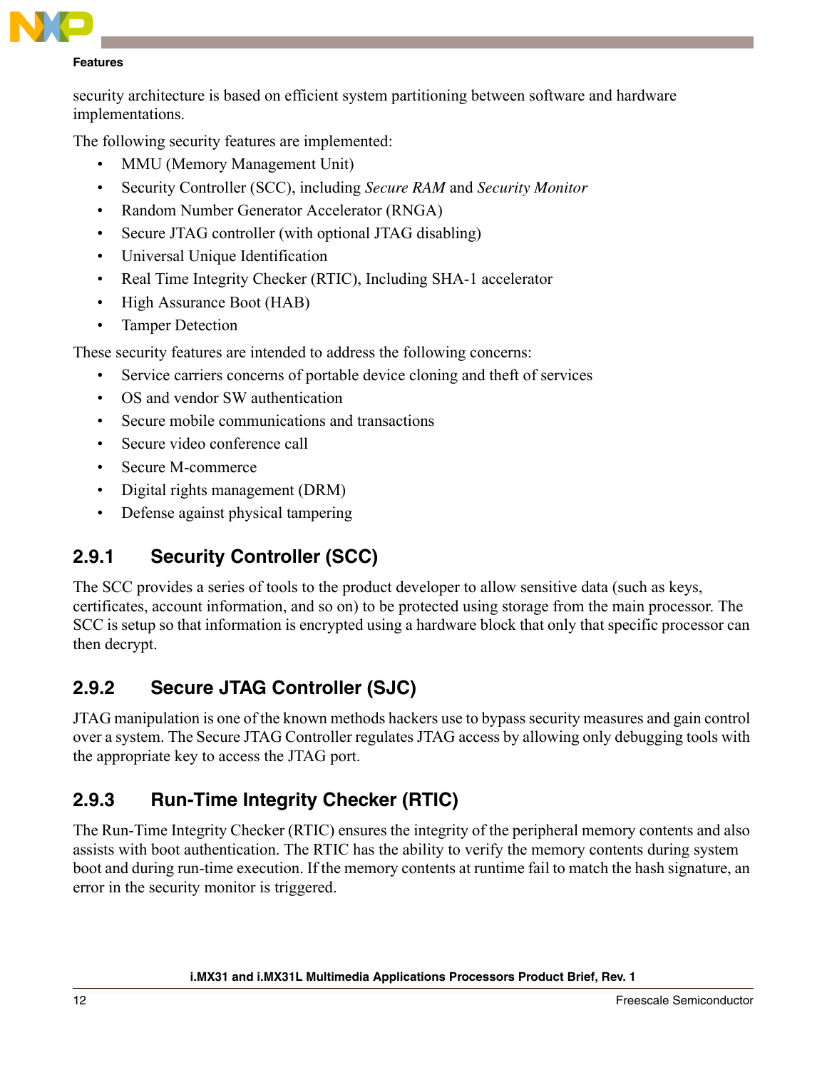security architecture is based on efficient system partitioning between software and hardware implementations.

The following security features are implemented:

- MMU (Memory Management Unit)
- Security Controller (SCC), including *Secure RAM* and *Security Monitor*
- Random Number Generator Accelerator (RNGA)
- Secure JTAG controller (with optional JTAG disabling)
- Universal Unique Identification
- Real Time Integrity Checker (RTIC), Including SHA-1 accelerator
- High Assurance Boot (HAB)
- Tamper Detection

These security features are intended to address the following concerns:

- Service carriers concerns of portable device cloning and theft of services
- OS and vendor SW authentication
- Secure mobile communications and transactions
- Secure video conference call
- Secure M-commerce
- Digital rights management (DRM)
- Defense against physical tampering

### 2.9.1 Security Controller (SCC)

The SCC provides a series of tools to the product developer to allow sensitive data (such as keys, certificates, account information, and so on) to be protected using storage from the main processor. The SCC is setup so that information is encrypted using a hardware block that only that specific processor can then decrypt.

### 2.9.2 Secure JTAG Controller (SJC)

JTAG manipulation is one of the known methods hackers use to bypass security measures and gain control over a system. The Secure JTAG Controller regulates JTAG access by allowing only debugging tools with the appropriate key to access the JTAG port.

### 2.9.3 Run-Time Integrity Checker (RTIC)

The Run-Time Integrity Checker (RTIC) ensures the integrity of the peripheral memory contents and also assists with boot authentication. The RTIC has the ability to verify the memory contents during system boot and during run-time execution. If the memory contents at runtime fail to match the hash signature, an error in the security monitor is triggered.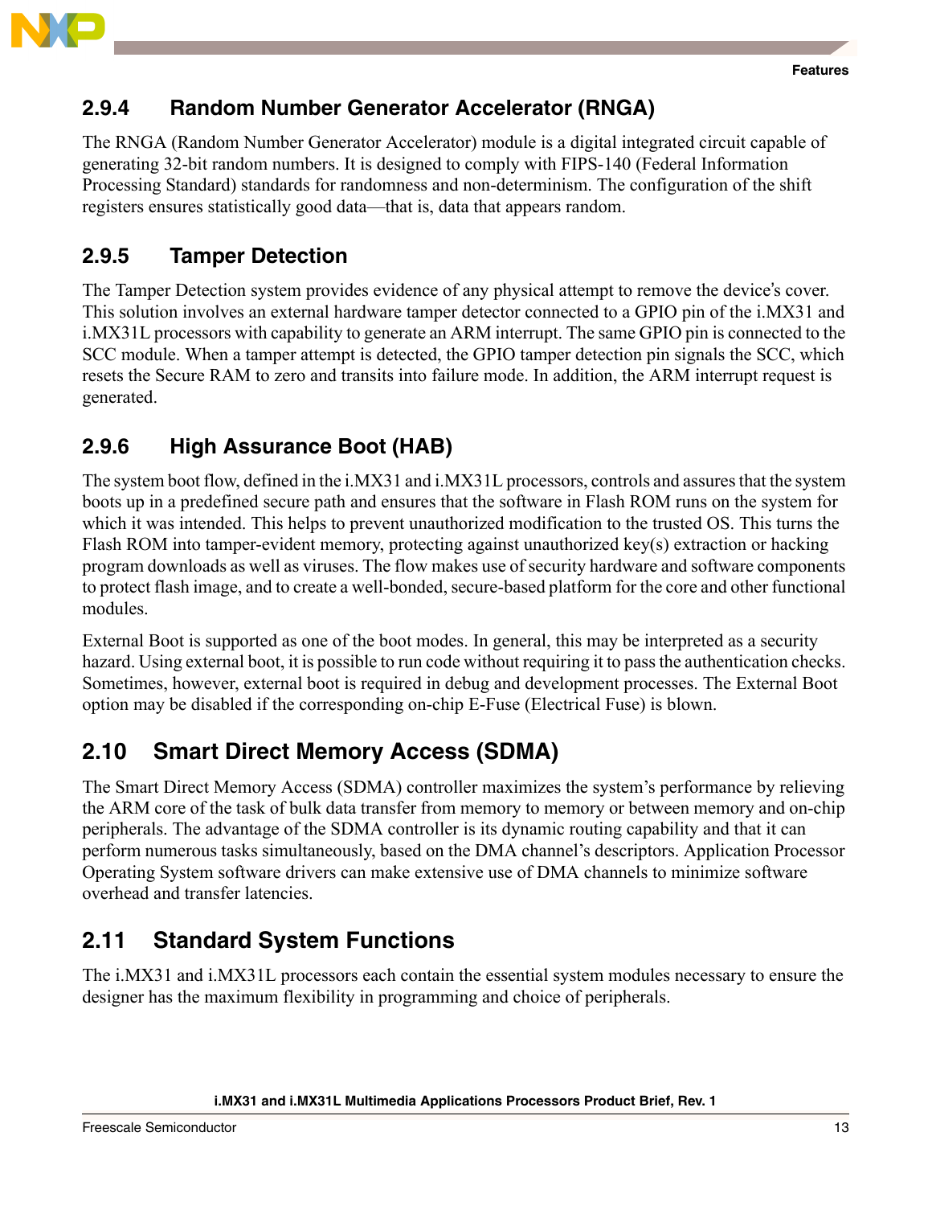### 2.9.4 Random Number Generator Accelerator (RNGA)

The RNGA (Random Number Generator Accelerator) module is a digital integrated circuit capable of generating 32-bit random numbers. It is designed to comply with FIPS-140 (Federal Information Processing Standard) standards for randomness and non-determinism. The configuration of the shift registers ensures statistically good data—that is, data that appears random.

### 2.9.5 Tamper Detection

The Tamper Detection system provides evidence of any physical attempt to remove the device's cover. This solution involves an external hardware tamper detector connected to a GPIO pin of the i.MX31 and i.MX31L processors with capability to generate an ARM interrupt. The same GPIO pin is connected to the SCC module. When a tamper attempt is detected, the GPIO tamper detection pin signals the SCC, which resets the Secure RAM to zero and transits into failure mode. In addition, the ARM interrupt request is generated.

### 2.9.6 High Assurance Boot (HAB)

The system boot flow, defined in the i.MX31 and i.MX31L processors, controls and assures that the system boots up in a predefined secure path and ensures that the software in Flash ROM runs on the system for which it was intended. This helps to prevent unauthorized modification to the trusted OS. This turns the Flash ROM into tamper-evident memory, protecting against unauthorized key(s) extraction or hacking program downloads as well as viruses. The flow makes use of security hardware and software components to protect flash image, and to create a well-bonded, secure-based platform for the core and other functional modules.

External Boot is supported as one of the boot modes. In general, this may be interpreted as a security hazard. Using external boot, it is possible to run code without requiring it to pass the authentication checks. Sometimes, however, external boot is required in debug and development processes. The External Boot option may be disabled if the corresponding on-chip E-Fuse (Electrical Fuse) is blown.

## 2.10 Smart Direct Memory Access (SDMA)

The Smart Direct Memory Access (SDMA) controller maximizes the system's performance by relieving the ARM core of the task of bulk data transfer from memory to memory or between memory and on-chip peripherals. The advantage of the SDMA controller is its dynamic routing capability and that it can perform numerous tasks simultaneously, based on the DMA channel's descriptors. Application Processor Operating System software drivers can make extensive use of DMA channels to minimize software overhead and transfer latencies.

## 2.11 Standard System Functions

The i.MX31 and i.MX31L processors each contain the essential system modules necessary to ensure the designer has the maximum flexibility in programming and choice of peripherals.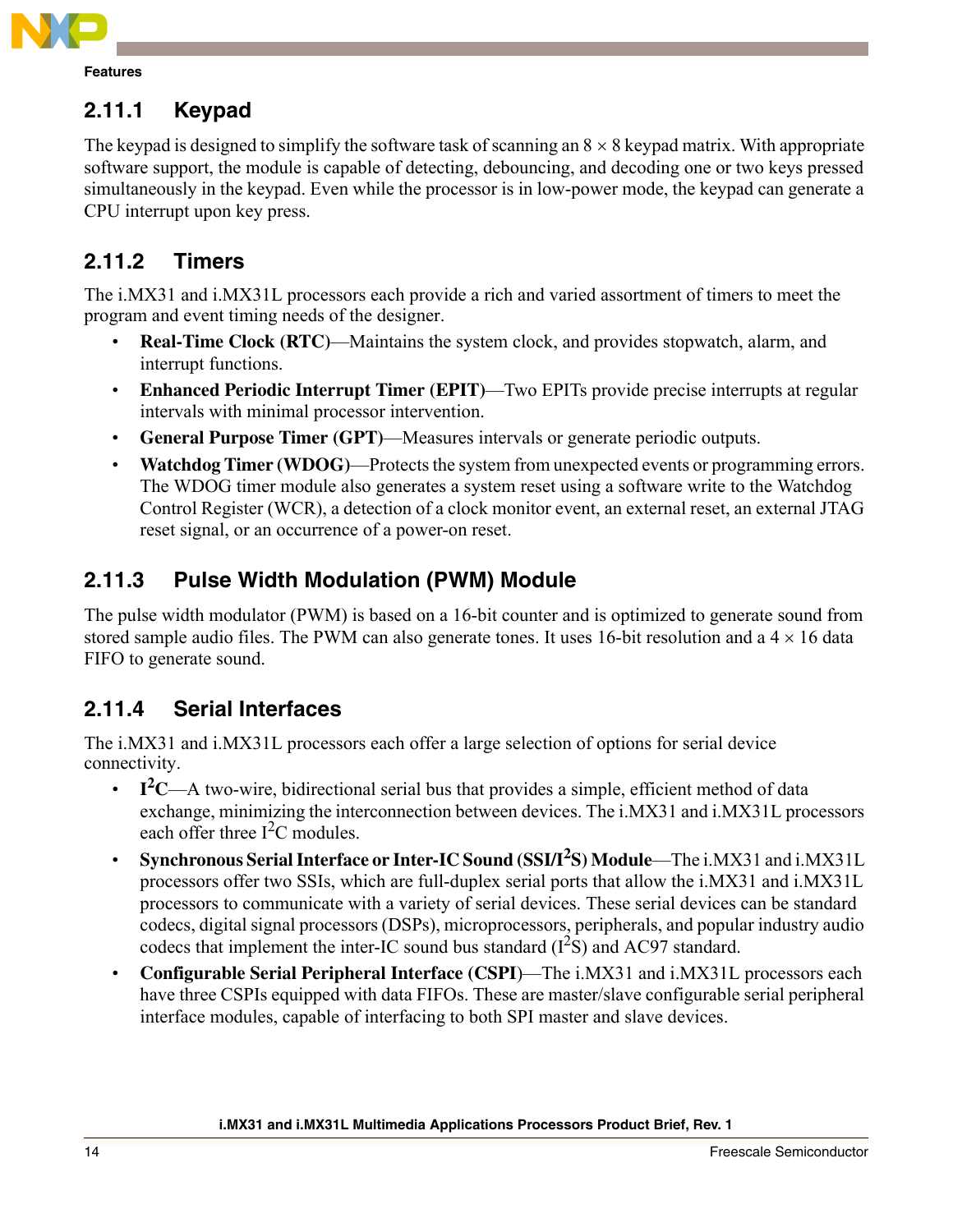### 2.11.1 Keypad

The keypad is designed to simplify the software task of scanning an $8 \times 8$ keypad matrix. With appropriate software support, the module is capable of detecting, debouncing, and decoding one or two keys pressed simultaneously in the keypad. Even while the processor is in low-power mode, the keypad can generate a CPU interrupt upon key press.

### 2.11.2 Timers

The i.MX31 and i.MX31L processors each provide a rich and varied assortment of timers to meet the program and event timing needs of the designer.

- **Real-Time Clock (RTC)**—Maintains the system clock, and provides stopwatch, alarm, and interrupt functions.
- **Enhanced Periodic Interrupt Timer (EPIT)**—Two EPITs provide precise interrupts at regular intervals with minimal processor intervention.
- **General Purpose Timer (GPT)**—Measures intervals or generate periodic outputs.
- **Watchdog Timer (WDOG)**—Protects the system from unexpected events or programming errors. The WDOG timer module also generates a system reset using a software write to the Watchdog Control Register (WCR), a detection of a clock monitor event, an external reset, an external JTAG reset signal, or an occurrence of a power-on reset.

### 2.11.3 Pulse Width Modulation (PWM) Module

The pulse width modulator (PWM) is based on a 16-bit counter and is optimized to generate sound from stored sample audio files. The PWM can also generate tones. It uses 16-bit resolution and a $4 \times 16$ data FIFO to generate sound.

### 2.11.4 Serial Interfaces

The i.MX31 and i.MX31L processors each offer a large selection of options for serial device connectivity.

- **$I^2C$**—A two-wire, bidirectional serial bus that provides a simple, efficient method of data exchange, minimizing the interconnection between devices. The i.MX31 and i.MX31L processors each offer three $I^2C$ modules.
- **Synchronous Serial Interface or Inter-IC Sound (SSI/$I^2S$) Module**—The i.MX31 and i.MX31L processors offer two SSIs, which are full-duplex serial ports that allow the i.MX31 and i.MX31L processors to communicate with a variety of serial devices. These serial devices can be standard codecs, digital signal processors (DSPs), microprocessors, peripherals, and popular industry audio codecs that implement the inter-IC sound bus standard ($I^2S$) and AC97 standard.
- **Configurable Serial Peripheral Interface (CSPI)**—The i.MX31 and i.MX31L processors each have three CSPIs equipped with data FIFOs. These are master/slave configurable serial peripheral interface modules, capable of interfacing to both SPI master and slave devices.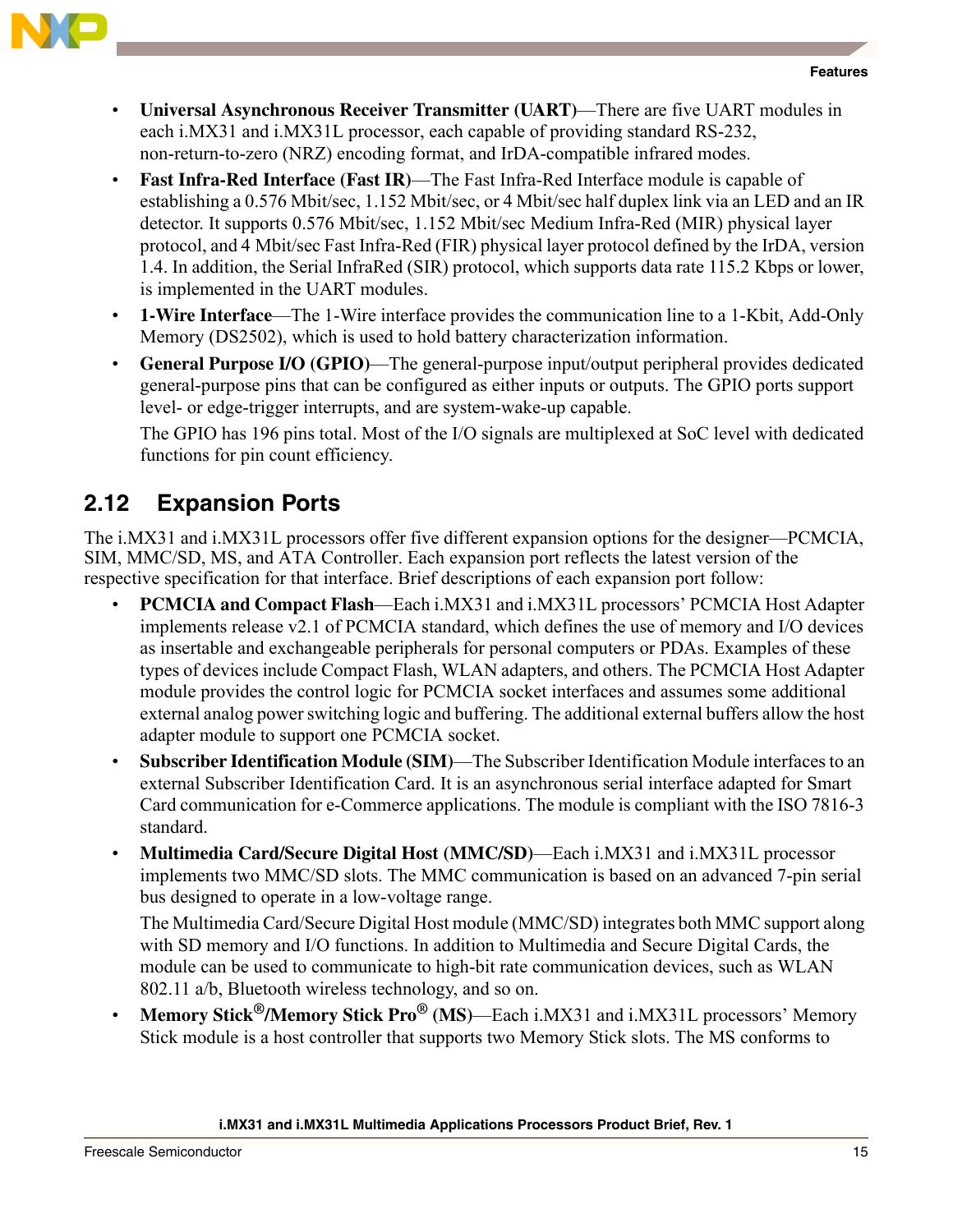- **Universal Asynchronous Receiver Transmitter (UART)**—There are five UART modules in each i.MX31 and i.MX31L processor, each capable of providing standard RS-232, non-return-to-zero (NRZ) encoding format, and IrDA-compatible infrared modes.
- **Fast Infra-Red Interface (Fast IR)**—The Fast Infra-Red Interface module is capable of establishing a 0.576 Mbit/sec, 1.152 Mbit/sec, or 4 Mbit/sec half duplex link via an LED and an IR detector. It supports 0.576 Mbit/sec, 1.152 Mbit/sec Medium Infra-Red (MIR) physical layer protocol, and 4 Mbit/sec Fast Infra-Red (FIR) physical layer protocol defined by the IrDA, version 1.4. In addition, the Serial InfraRed (SIR) protocol, which supports data rate 115.2 Kbps or lower, is implemented in the UART modules.
- **1-Wire Interface**—The 1-Wire interface provides the communication line to a 1-Kbit, Add-Only Memory (DS2502), which is used to hold battery characterization information.
- **General Purpose I/O (GPIO)**—The general-purpose input/output peripheral provides dedicated general-purpose pins that can be configured as either inputs or outputs. The GPIO ports support level- or edge-trigger interrupts, and are system-wake-up capable.

  The GPIO has 196 pins total. Most of the I/O signals are multiplexed at SoC level with dedicated functions for pin count efficiency.

## 2.12 Expansion Ports

The i.MX31 and i.MX31L processors offer five different expansion options for the designer—PCMCIA, SIM, MMC/SD, MS, and ATA Controller. Each expansion port reflects the latest version of the respective specification for that interface. Brief descriptions of each expansion port follow:

- **PCMCIA and Compact Flash**—Each i.MX31 and i.MX31L processors' PCMCIA Host Adapter implements release v2.1 of PCMCIA standard, which defines the use of memory and I/O devices as insertable and exchangeable peripherals for personal computers or PDAs. Examples of these types of devices include Compact Flash, WLAN adapters, and others. The PCMCIA Host Adapter module provides the control logic for PCMCIA socket interfaces and assumes some additional external analog power switching logic and buffering. The additional external buffers allow the host adapter module to support one PCMCIA socket.
- **Subscriber Identification Module (SIM)**—The Subscriber Identification Module interfaces to an external Subscriber Identification Card. It is an asynchronous serial interface adapted for Smart Card communication for e-Commerce applications. The module is compliant with the ISO 7816-3 standard.
- **Multimedia Card/Secure Digital Host (MMC/SD)**—Each i.MX31 and i.MX31L processor implements two MMC/SD slots. The MMC communication is based on an advanced 7-pin serial bus designed to operate in a low-voltage range.

  The Multimedia Card/Secure Digital Host module (MMC/SD) integrates both MMC support along with SD memory and I/O functions. In addition to Multimedia and Secure Digital Cards, the module can be used to communicate to high-bit rate communication devices, such as WLAN 802.11 a/b, Bluetooth wireless technology, and so on.
- **Memory Stick®/Memory Stick Pro® (MS)**—Each i.MX31 and i.MX31L processors' Memory Stick module is a host controller that supports two Memory Stick slots. The MS conforms to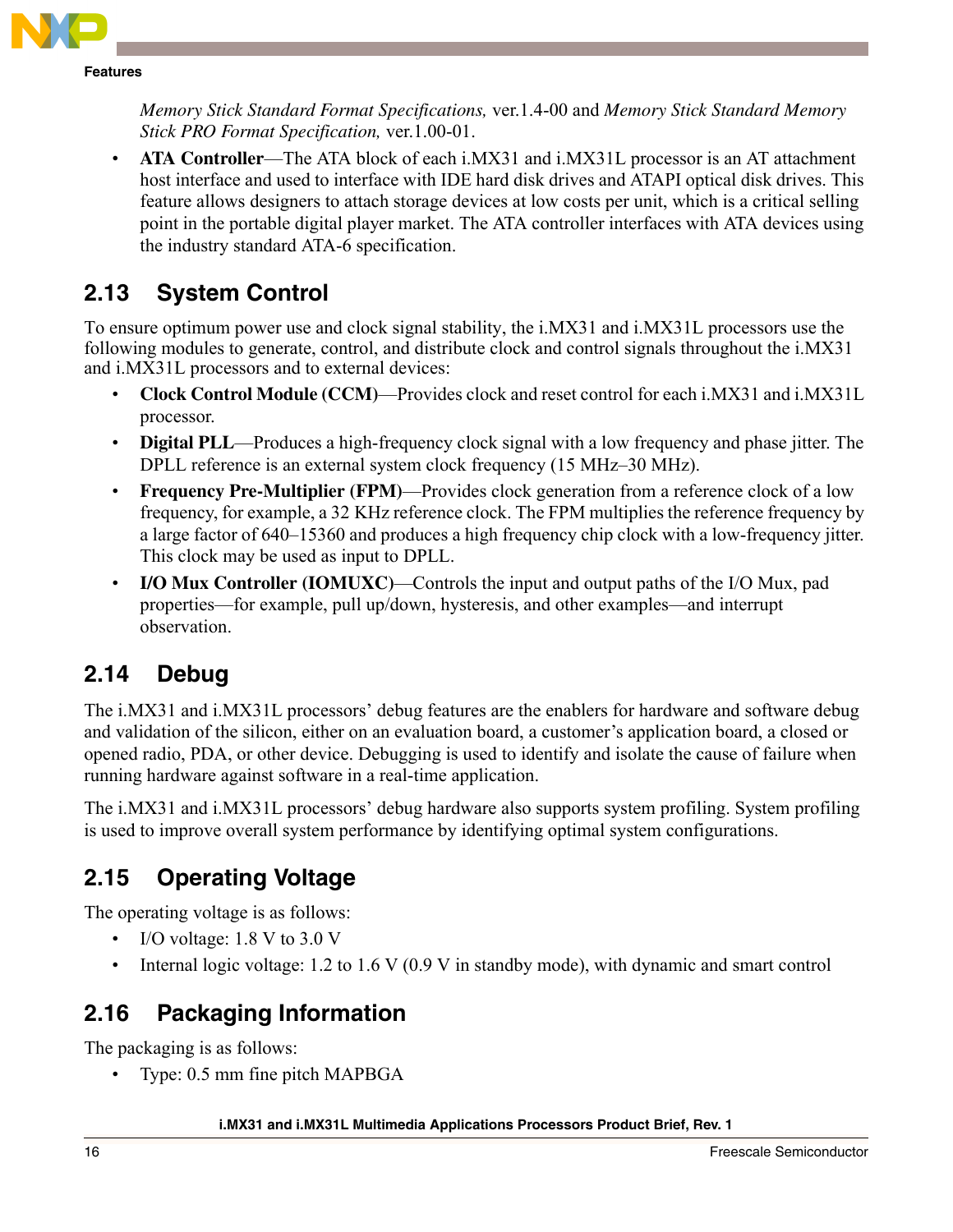*Memory Stick Standard Format Specifications,* ver.1.4-00 and *Memory Stick Standard Memory Stick PRO Format Specification,* ver.1.00-01.

- **ATA Controller**—The ATA block of each i.MX31 and i.MX31L processor is an AT attachment host interface and used to interface with IDE hard disk drives and ATAPI optical disk drives. This feature allows designers to attach storage devices at low costs per unit, which is a critical selling point in the portable digital player market. The ATA controller interfaces with ATA devices using the industry standard ATA-6 specification.

## 2.13 System Control

To ensure optimum power use and clock signal stability, the i.MX31 and i.MX31L processors use the following modules to generate, control, and distribute clock and control signals throughout the i.MX31 and i.MX31L processors and to external devices:

- **Clock Control Module (CCM)**—Provides clock and reset control for each i.MX31 and i.MX31L processor.
- **Digital PLL**—Produces a high-frequency clock signal with a low frequency and phase jitter. The DPLL reference is an external system clock frequency (15 MHz–30 MHz).
- **Frequency Pre-Multiplier (FPM)**—Provides clock generation from a reference clock of a low frequency, for example, a 32 KHz reference clock. The FPM multiplies the reference frequency by a large factor of 640–15360 and produces a high frequency chip clock with a low-frequency jitter. This clock may be used as input to DPLL.
- **I/O Mux Controller (IOMUXC)**—Controls the input and output paths of the I/O Mux, pad properties—for example, pull up/down, hysteresis, and other examples—and interrupt observation.

## 2.14 Debug

The i.MX31 and i.MX31L processors' debug features are the enablers for hardware and software debug and validation of the silicon, either on an evaluation board, a customer's application board, a closed or opened radio, PDA, or other device. Debugging is used to identify and isolate the cause of failure when running hardware against software in a real-time application.

The i.MX31 and i.MX31L processors' debug hardware also supports system profiling. System profiling is used to improve overall system performance by identifying optimal system configurations.

## 2.15 Operating Voltage

The operating voltage is as follows:

- I/O voltage: 1.8 V to 3.0 V
- Internal logic voltage: 1.2 to 1.6 V (0.9 V in standby mode), with dynamic and smart control

## 2.16 Packaging Information

The packaging is as follows:

- Type: 0.5 mm fine pitch MAPBGA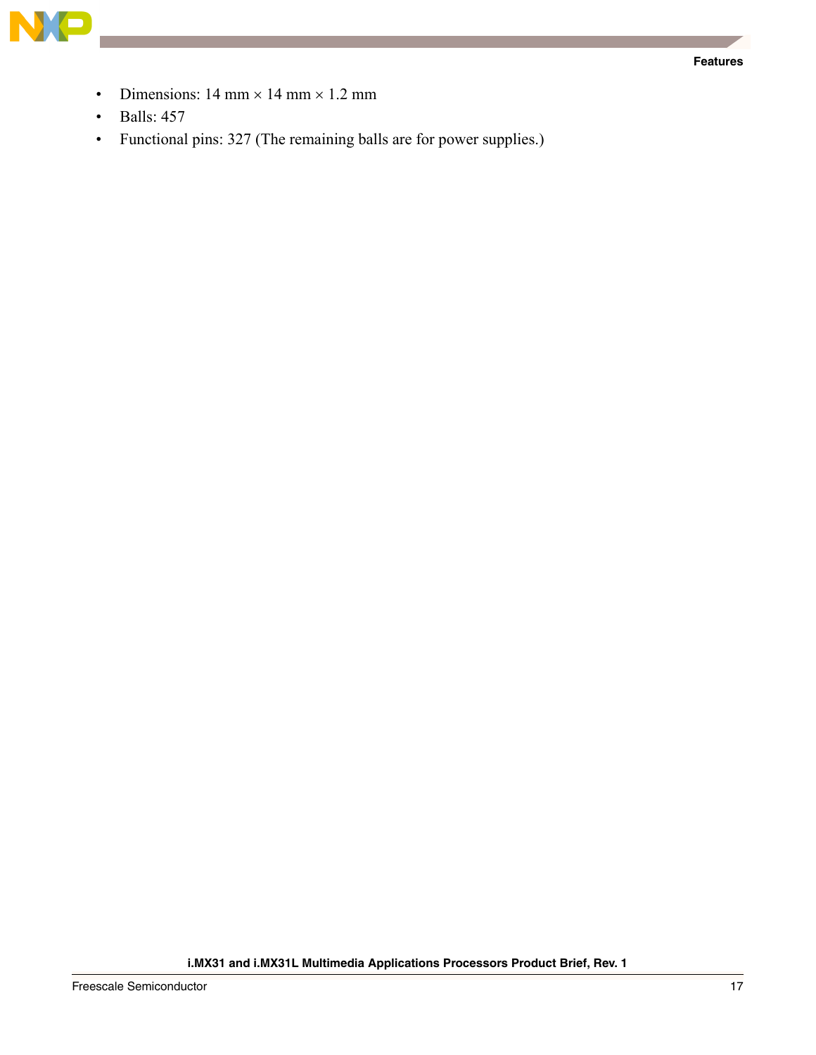- Dimensions: 14 mm × 14 mm × 1.2 mm
- Balls: 457
- Functional pins: 327 (The remaining balls are for power supplies.)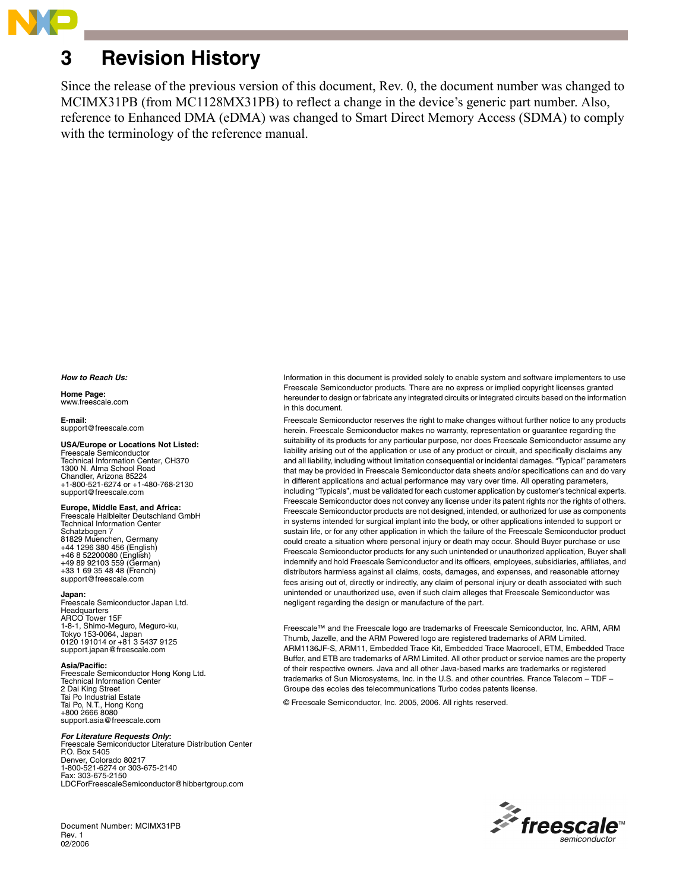# 3 Revision History

Since the release of the previous version of this document, Rev. 0, the document number was changed to MCIMX31PB (from MC1128MX31PB) to reflect a change in the device's generic part number. Also, reference to Enhanced DMA (eDMA) was changed to Smart Direct Memory Access (SDMA) to comply with the terminology of the reference manual.

***How to Reach Us:***

**Home Page:**
www.freescale.com

**E-mail:**
support@freescale.com

**USA/Europe or Locations Not Listed:**
Freescale Semiconductor
Technical Information Center, CH370
1300 N. Alma School Road
Chandler, Arizona 85224
+1-800-521-6274 or +1-480-768-2130
support@freescale.com

**Europe, Middle East, and Africa:**
Freescale Halbleiter Deutschland GmbH
Technical Information Center
Schatzbogen 7
81829 Muenchen, Germany
+44 1296 380 456 (English)
+46 8 52200080 (English)
+49 89 92103 559 (German)
+33 1 69 35 48 48 (French)
support@freescale.com

**Japan:**
Freescale Semiconductor Japan Ltd.
Headquarters
ARCO Tower 15F
1-8-1, Shimo-Meguro, Meguro-ku,
Tokyo 153-0064, Japan
0120 191014 or +81 3 5437 9125
support.japan@freescale.com

**Asia/Pacific:**
Freescale Semiconductor Hong Kong Ltd.
Technical Information Center
2 Dai King Street
Tai Po Industrial Estate
Tai Po, N.T., Hong Kong
+800 2666 8080
support.asia@freescale.com

***For Literature Requests Only*:**
Freescale Semiconductor Literature Distribution Center
P.O. Box 5405
Denver, Colorado 80217
1-800-521-6274 or 303-675-2140
Fax: 303-675-2150
LDCForFreescaleSemiconductor@hibbertgroup.com

Information in this document is provided solely to enable system and software implementers to use Freescale Semiconductor products. There are no express or implied copyright licenses granted hereunder to design or fabricate any integrated circuits or integrated circuits based on the information in this document.

Freescale Semiconductor reserves the right to make changes without further notice to any products herein. Freescale Semiconductor makes no warranty, representation or guarantee regarding the suitability of its products for any particular purpose, nor does Freescale Semiconductor assume any liability arising out of the application or use of any product or circuit, and specifically disclaims any and all liability, including without limitation consequential or incidental damages. "Typical" parameters that may be provided in Freescale Semiconductor data sheets and/or specifications can and do vary in different applications and actual performance may vary over time. All operating parameters, including "Typicals", must be validated for each customer application by customer's technical experts. Freescale Semiconductor does not convey any license under its patent rights nor the rights of others. Freescale Semiconductor products are not designed, intended, or authorized for use as components in systems intended for surgical implant into the body, or other applications intended to support or sustain life, or for any other application in which the failure of the Freescale Semiconductor product could create a situation where personal injury or death may occur. Should Buyer purchase or use Freescale Semiconductor products for any such unintended or unauthorized application, Buyer shall indemnify and hold Freescale Semiconductor and its officers, employees, subsidiaries, affiliates, and distributors harmless against all claims, costs, damages, and expenses, and reasonable attorney fees arising out of, directly or indirectly, any claim of personal injury or death associated with such unintended or unauthorized use, even if such claim alleges that Freescale Semiconductor was negligent regarding the design or manufacture of the part.

Freescale™ and the Freescale logo are trademarks of Freescale Semiconductor, Inc. ARM, ARM Thumb, Jazelle, and the ARM Powered logo are registered trademarks of ARM Limited. ARM1136JF-S, ARM11, Embedded Trace Kit, Embedded Trace Macrocell, ETM, Embedded Trace Buffer, and ETB are trademarks of ARM Limited. All other product or service names are the property of their respective owners. Java and all other Java-based marks are trademarks or registered trademarks of Sun Microsystems, Inc. in the U.S. and other countries. France Telecom – TDF – Groupe des ecoles des telecommunications Turbo codes patents license.

© Freescale Semiconductor, Inc. 2005, 2006. All rights reserved.

Document Number: MCIMX31PB
Rev. 1
02/2006